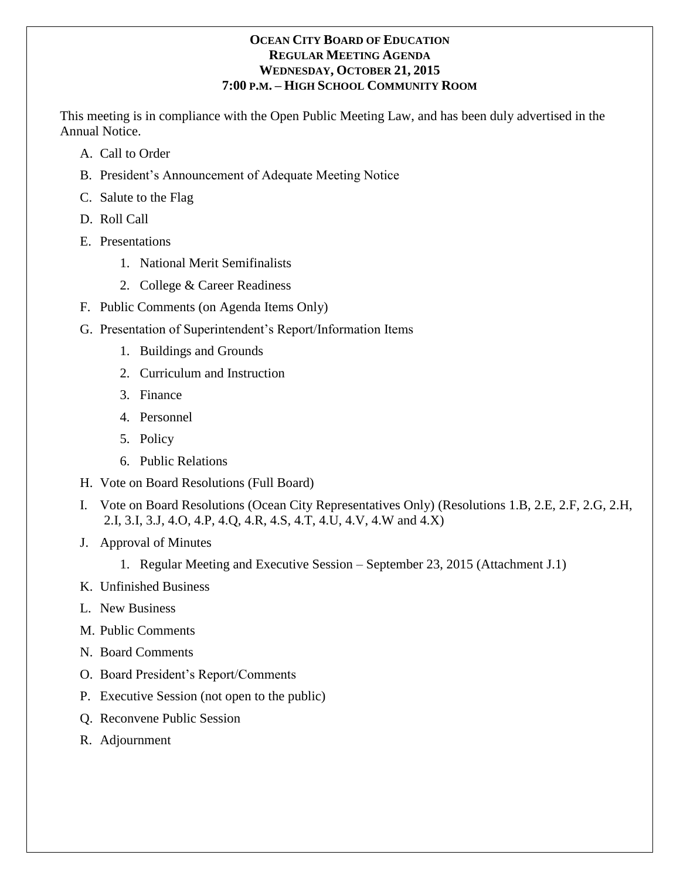**OCEAN CITY BOARD OF EDUCATION**
**REGULAR MEETING AGENDA**
**WEDNESDAY, OCTOBER 21, 2015**
**7:00 P.M. – HIGH SCHOOL COMMUNITY ROOM**

This meeting is in compliance with the Open Public Meeting Law, and has been duly advertised in the Annual Notice.

A. Call to Order

B. President's Announcement of Adequate Meeting Notice

C. Salute to the Flag

D. Roll Call

E. Presentations

   1. National Merit Semifinalists
   2. College & Career Readiness

F. Public Comments (on Agenda Items Only)

G. Presentation of Superintendent's Report/Information Items

   1. Buildings and Grounds
   2. Curriculum and Instruction
   3. Finance
   4. Personnel
   5. Policy
   6. Public Relations

H. Vote on Board Resolutions (Full Board)

I. Vote on Board Resolutions (Ocean City Representatives Only) (Resolutions 1.B, 2.E, 2.F, 2.G, 2.H, 2.I, 3.I, 3.J, 4.O, 4.P, 4.Q, 4.R, 4.S, 4.T, 4.U, 4.V, 4.W and 4.X)

J. Approval of Minutes

   1. Regular Meeting and Executive Session – September 23, 2015 (Attachment J.1)

K. Unfinished Business

L. New Business

M. Public Comments

N. Board Comments

O. Board President's Report/Comments

P. Executive Session (not open to the public)

Q. Reconvene Public Session

R. Adjournment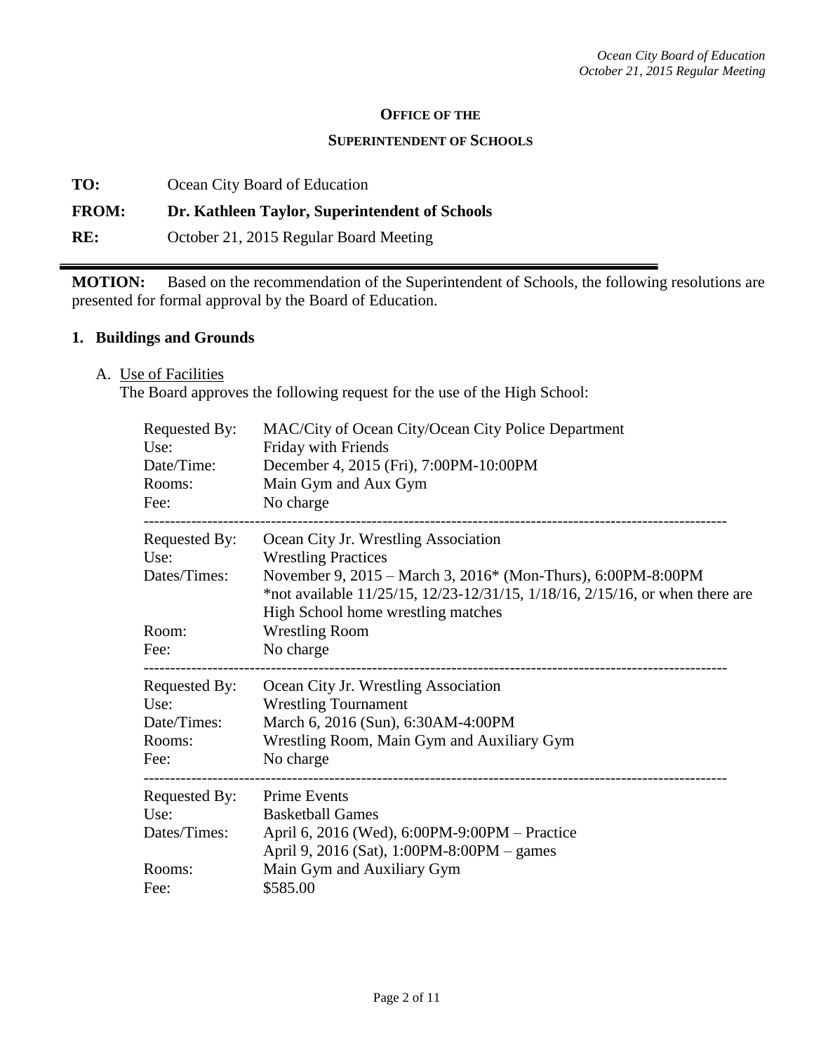**OFFICE OF THE**

**SUPERINTENDENT OF SCHOOLS**

**TO:** Ocean City Board of Education

**FROM:** **Dr. Kathleen Taylor, Superintendent of Schools**

**RE:** October 21, 2015 Regular Board Meeting

---

**MOTION:** Based on the recommendation of the Superintendent of Schools, the following resolutions are presented for formal approval by the Board of Education.

## 1. Buildings and Grounds

A. Use of Facilities

The Board approves the following request for the use of the High School:

Requested By: MAC/City of Ocean City/Ocean City Police Department
Use: Friday with Friends
Date/Time: December 4, 2015 (Fri), 7:00PM-10:00PM
Rooms: Main Gym and Aux Gym
Fee: No charge

---

Requested By: Ocean City Jr. Wrestling Association
Use: Wrestling Practices
Dates/Times: November 9, 2015 – March 3, 2016* (Mon-Thurs), 6:00PM-8:00PM
*not available 11/25/15, 12/23-12/31/15, 1/18/16, 2/15/16, or when there are High School home wrestling matches
Room: Wrestling Room
Fee: No charge

---

Requested By: Ocean City Jr. Wrestling Association
Use: Wrestling Tournament
Date/Times: March 6, 2016 (Sun), 6:30AM-4:00PM
Rooms: Wrestling Room, Main Gym and Auxiliary Gym
Fee: No charge

---

Requested By: Prime Events
Use: Basketball Games
Dates/Times: April 6, 2016 (Wed), 6:00PM-9:00PM – Practice
April 9, 2016 (Sat), 1:00PM-8:00PM – games
Rooms: Main Gym and Auxiliary Gym
Fee: $585.00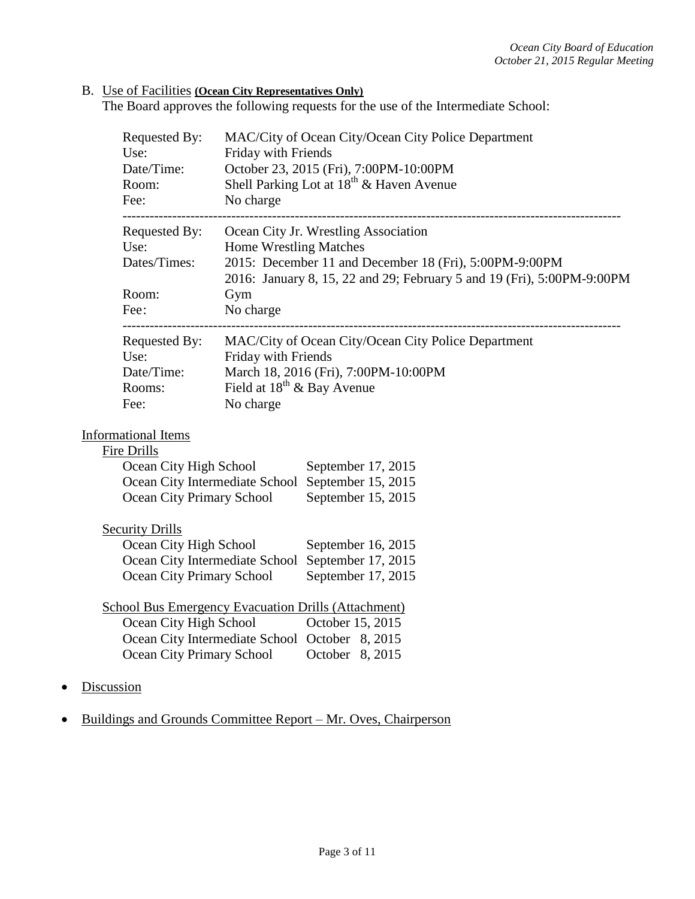B. Use of Facilities **(Ocean City Representatives Only)**

The Board approves the following requests for the use of the Intermediate School:

| | |
|---|---|
| Requested By: | MAC/City of Ocean City/Ocean City Police Department |
| Use: | Friday with Friends |
| Date/Time: | October 23, 2015 (Fri), 7:00PM-10:00PM |
| Room: | Shell Parking Lot at 18th & Haven Avenue |
| Fee: | No charge |

---

| | |
|---|---|
| Requested By: | Ocean City Jr. Wrestling Association |
| Use: | Home Wrestling Matches |
| Dates/Times: | 2015: December 11 and December 18 (Fri), 5:00PM-9:00PM<br>2016: January 8, 15, 22 and 29; February 5 and 19 (Fri), 5:00PM-9:00PM |
| Room: | Gym |
| Fee: | No charge |

---

| | |
|---|---|
| Requested By: | MAC/City of Ocean City/Ocean City Police Department |
| Use: | Friday with Friends |
| Date/Time: | March 18, 2016 (Fri), 7:00PM-10:00PM |
| Rooms: | Field at 18th & Bay Avenue |
| Fee: | No charge |

Informational Items

Fire Drills

| | |
|---|---|
| Ocean City High School | September 17, 2015 |
| Ocean City Intermediate School | September 15, 2015 |
| Ocean City Primary School | September 15, 2015 |

Security Drills

| | |
|---|---|
| Ocean City High School | September 16, 2015 |
| Ocean City Intermediate School | September 17, 2015 |
| Ocean City Primary School | September 17, 2015 |

School Bus Emergency Evacuation Drills (Attachment)

| | |
|---|---|
| Ocean City High School | October 15, 2015 |
| Ocean City Intermediate School | October 8, 2015 |
| Ocean City Primary School | October 8, 2015 |

- Discussion
- Buildings and Grounds Committee Report – Mr. Oves, Chairperson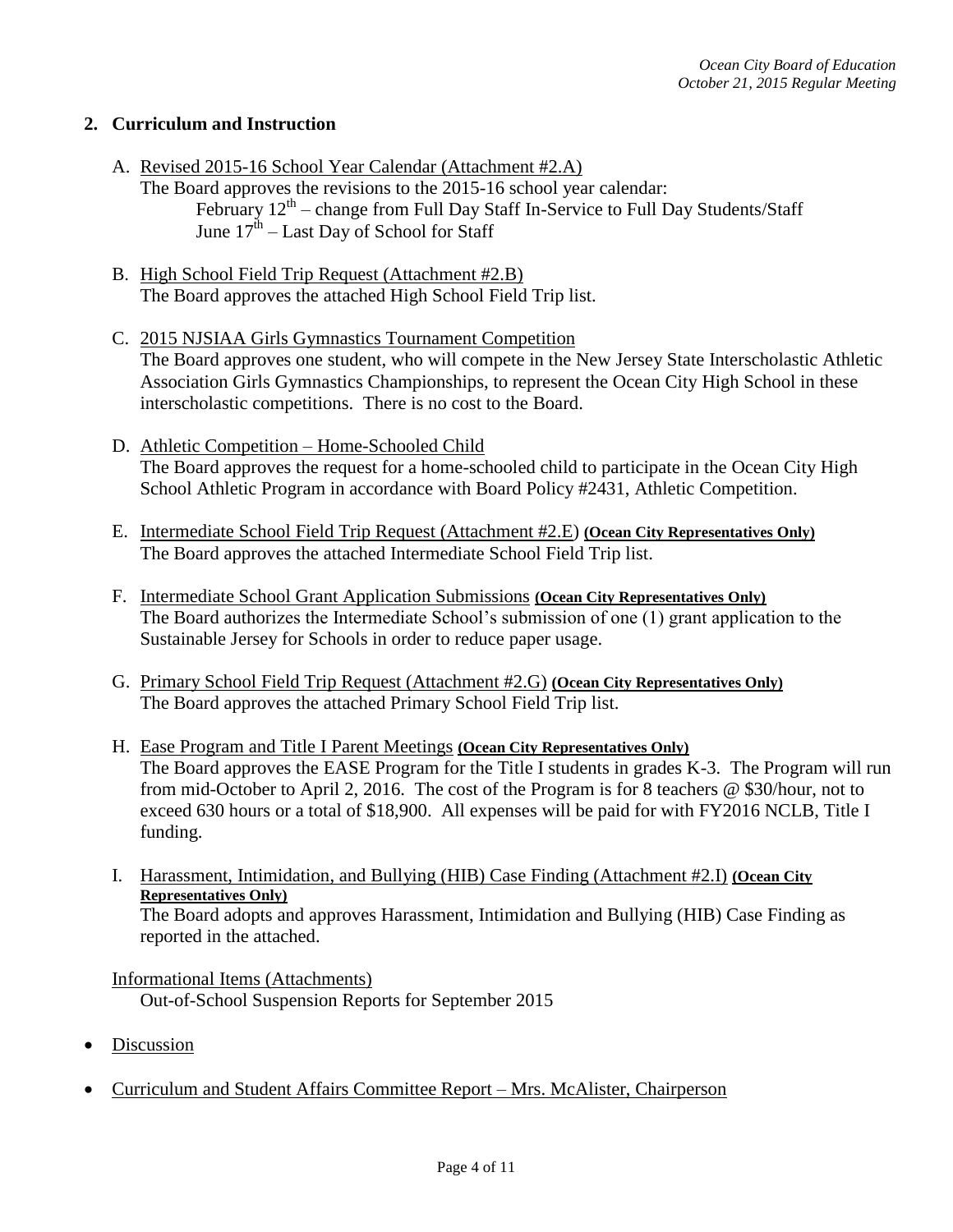## 2. Curriculum and Instruction

A. Revised 2015-16 School Year Calendar (Attachment #2.A)
The Board approves the revisions to the 2015-16 school year calendar:
February 12th – change from Full Day Staff In-Service to Full Day Students/Staff
June 17th – Last Day of School for Staff

B. High School Field Trip Request (Attachment #2.B)
The Board approves the attached High School Field Trip list.

C. 2015 NJSIAA Girls Gymnastics Tournament Competition
The Board approves one student, who will compete in the New Jersey State Interscholastic Athletic Association Girls Gymnastics Championships, to represent the Ocean City High School in these interscholastic competitions. There is no cost to the Board.

D. Athletic Competition – Home-Schooled Child
The Board approves the request for a home-schooled child to participate in the Ocean City High School Athletic Program in accordance with Board Policy #2431, Athletic Competition.

E. Intermediate School Field Trip Request (Attachment #2.E) **(Ocean City Representatives Only)**
The Board approves the attached Intermediate School Field Trip list.

F. Intermediate School Grant Application Submissions **(Ocean City Representatives Only)**
The Board authorizes the Intermediate School's submission of one (1) grant application to the Sustainable Jersey for Schools in order to reduce paper usage.

G. Primary School Field Trip Request (Attachment #2.G) **(Ocean City Representatives Only)**
The Board approves the attached Primary School Field Trip list.

H. Ease Program and Title I Parent Meetings **(Ocean City Representatives Only)**
The Board approves the EASE Program for the Title I students in grades K-3. The Program will run from mid-October to April 2, 2016. The cost of the Program is for 8 teachers @ $30/hour, not to exceed 630 hours or a total of $18,900. All expenses will be paid for with FY2016 NCLB, Title I funding.

I. Harassment, Intimidation, and Bullying (HIB) Case Finding (Attachment #2.I) **(Ocean City Representatives Only)**
The Board adopts and approves Harassment, Intimidation and Bullying (HIB) Case Finding as reported in the attached.

Informational Items (Attachments)
Out-of-School Suspension Reports for September 2015

- Discussion
- Curriculum and Student Affairs Committee Report – Mrs. McAlister, Chairperson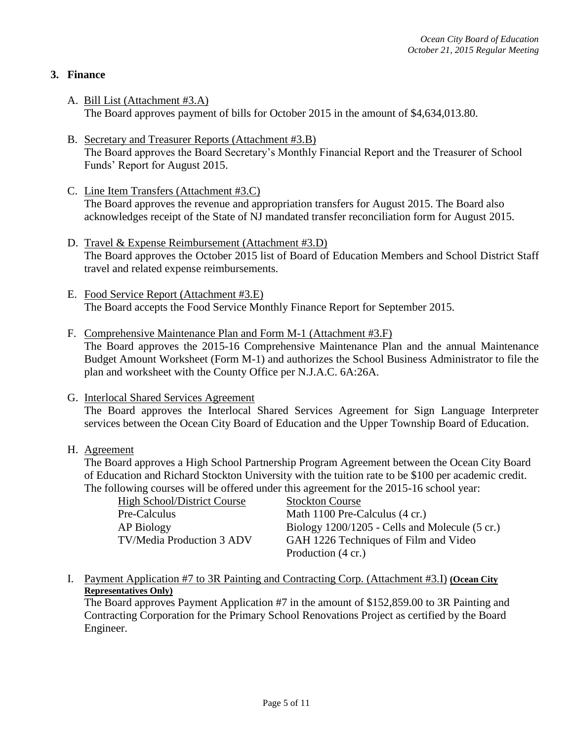## 3. Finance

A. <u>Bill List (Attachment #3.A)</u>
The Board approves payment of bills for October 2015 in the amount of $4,634,013.80.

B. <u>Secretary and Treasurer Reports (Attachment #3.B)</u>
The Board approves the Board Secretary's Monthly Financial Report and the Treasurer of School Funds' Report for August 2015.

C. <u>Line Item Transfers (Attachment #3.C)</u>
The Board approves the revenue and appropriation transfers for August 2015. The Board also acknowledges receipt of the State of NJ mandated transfer reconciliation form for August 2015.

D. <u>Travel & Expense Reimbursement (Attachment #3.D)</u>
The Board approves the October 2015 list of Board of Education Members and School District Staff travel and related expense reimbursements.

E. <u>Food Service Report (Attachment #3.E)</u>
The Board accepts the Food Service Monthly Finance Report for September 2015.

F. <u>Comprehensive Maintenance Plan and Form M-1 (Attachment #3.F)</u>
The Board approves the 2015-16 Comprehensive Maintenance Plan and the annual Maintenance Budget Amount Worksheet (Form M-1) and authorizes the School Business Administrator to file the plan and worksheet with the County Office per N.J.A.C. 6A:26A.

G. <u>Interlocal Shared Services Agreement</u>
The Board approves the Interlocal Shared Services Agreement for Sign Language Interpreter services between the Ocean City Board of Education and the Upper Township Board of Education.

H. <u>Agreement</u>
The Board approves a High School Partnership Program Agreement between the Ocean City Board of Education and Richard Stockton University with the tuition rate to be $100 per academic credit. The following courses will be offered under this agreement for the 2015-16 school year:

| High School/District Course | Stockton Course |
|---|---|
| Pre-Calculus | Math 1100 Pre-Calculus (4 cr.) |
| AP Biology | Biology 1200/1205 - Cells and Molecule (5 cr.) |
| TV/Media Production 3 ADV | GAH 1226 Techniques of Film and Video Production (4 cr.) |

I. <u>Payment Application #7 to 3R Painting and Contracting Corp. (Attachment #3.I)</u> **<u>(Ocean City Representatives Only)</u>**
The Board approves Payment Application #7 in the amount of $152,859.00 to 3R Painting and Contracting Corporation for the Primary School Renovations Project as certified by the Board Engineer.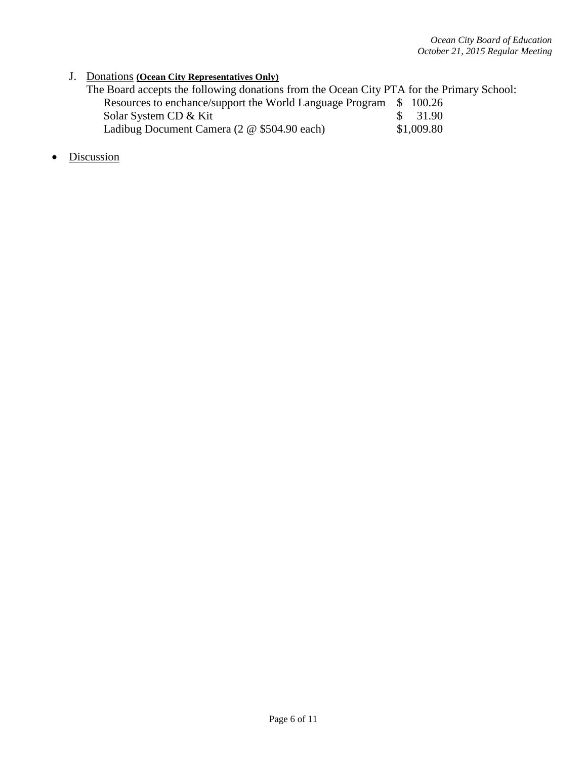J. <u>Donations</u> **(Ocean City Representatives Only)**

The Board accepts the following donations from the Ocean City PTA for the Primary School:

| | |
|---|---|
| Resources to enchance/support the World Language Program | $ 100.26 |
| Solar System CD & Kit | $ 31.90 |
| Ladibug Document Camera (2 @ $504.90 each) | $1,009.80 |

- <u>Discussion</u>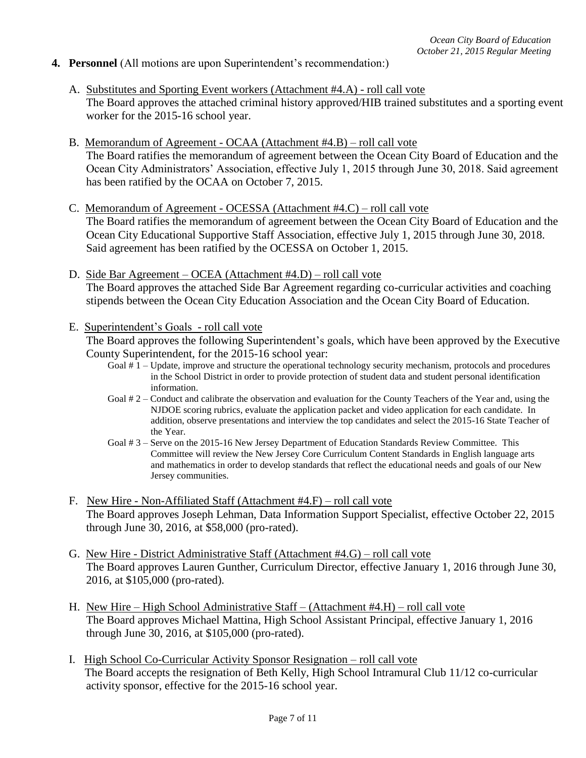**4. Personnel** (All motions are upon Superintendent's recommendation:)

A. Substitutes and Sporting Event workers (Attachment #4.A) - roll call vote
The Board approves the attached criminal history approved/HIB trained substitutes and a sporting event worker for the 2015-16 school year.

B. Memorandum of Agreement - OCAA (Attachment #4.B) – roll call vote
The Board ratifies the memorandum of agreement between the Ocean City Board of Education and the Ocean City Administrators' Association, effective July 1, 2015 through June 30, 2018. Said agreement has been ratified by the OCAA on October 7, 2015.

C. Memorandum of Agreement - OCESSA (Attachment #4.C) – roll call vote
The Board ratifies the memorandum of agreement between the Ocean City Board of Education and the Ocean City Educational Supportive Staff Association, effective July 1, 2015 through June 30, 2018. Said agreement has been ratified by the OCESSA on October 1, 2015.

D. Side Bar Agreement – OCEA (Attachment #4.D) – roll call vote
The Board approves the attached Side Bar Agreement regarding co-curricular activities and coaching stipends between the Ocean City Education Association and the Ocean City Board of Education.

E. Superintendent's Goals - roll call vote
The Board approves the following Superintendent's goals, which have been approved by the Executive County Superintendent, for the 2015-16 school year:

- Goal # 1 – Update, improve and structure the operational technology security mechanism, protocols and procedures in the School District in order to provide protection of student data and student personal identification information.
- Goal # 2 – Conduct and calibrate the observation and evaluation for the County Teachers of the Year and, using the NJDOE scoring rubrics, evaluate the application packet and video application for each candidate. In addition, observe presentations and interview the top candidates and select the 2015-16 State Teacher of the Year.
- Goal # 3 – Serve on the 2015-16 New Jersey Department of Education Standards Review Committee. This Committee will review the New Jersey Core Curriculum Content Standards in English language arts and mathematics in order to develop standards that reflect the educational needs and goals of our New Jersey communities.

F. New Hire - Non-Affiliated Staff (Attachment #4.F) – roll call vote
The Board approves Joseph Lehman, Data Information Support Specialist, effective October 22, 2015 through June 30, 2016, at $58,000 (pro-rated).

G. New Hire - District Administrative Staff (Attachment #4.G) – roll call vote
The Board approves Lauren Gunther, Curriculum Director, effective January 1, 2016 through June 30, 2016, at $105,000 (pro-rated).

H. New Hire – High School Administrative Staff – (Attachment #4.H) – roll call vote
The Board approves Michael Mattina, High School Assistant Principal, effective January 1, 2016 through June 30, 2016, at $105,000 (pro-rated).

I. High School Co-Curricular Activity Sponsor Resignation – roll call vote
The Board accepts the resignation of Beth Kelly, High School Intramural Club 11/12 co-curricular activity sponsor, effective for the 2015-16 school year.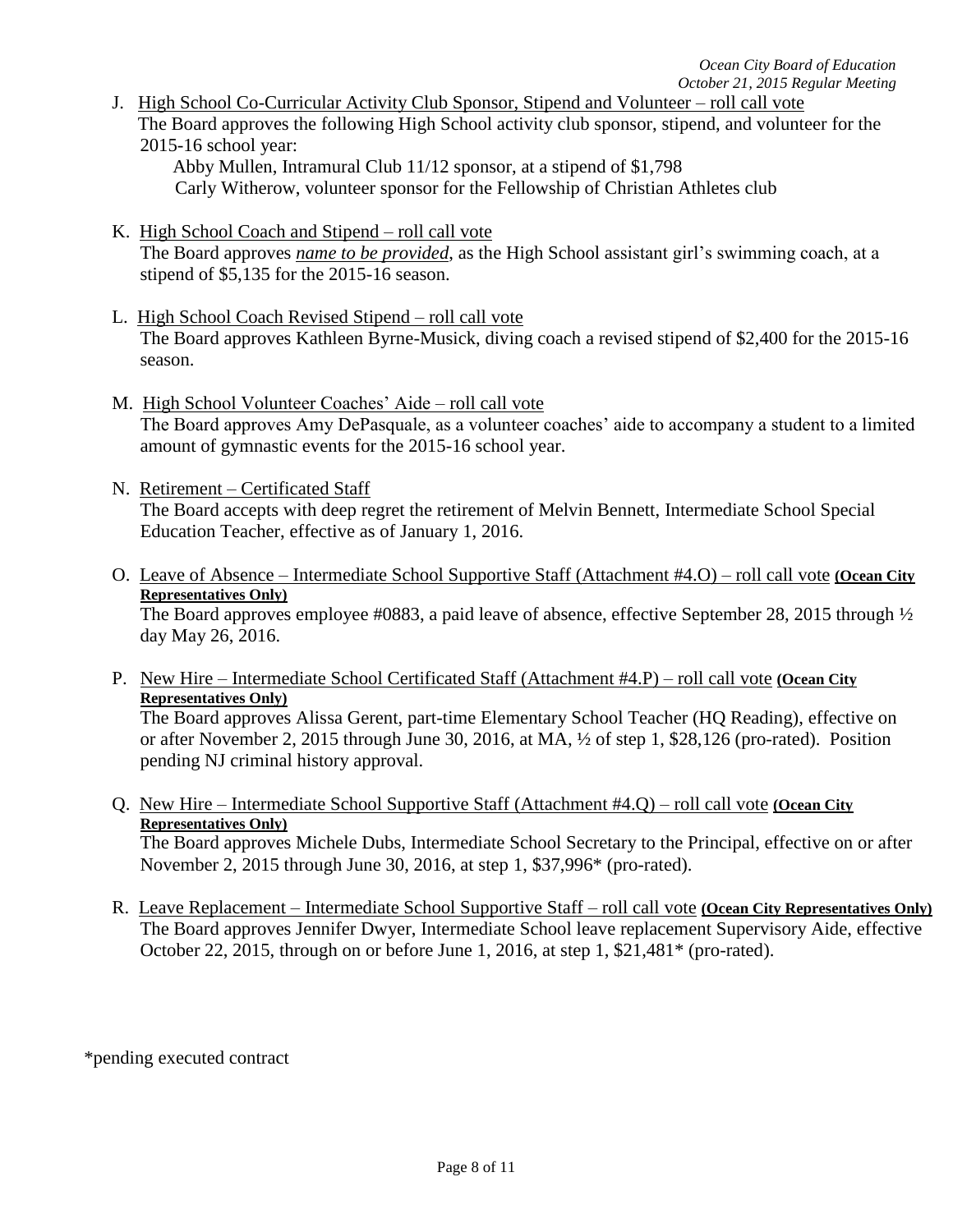J. <u>High School Co-Curricular Activity Club Sponsor, Stipend and Volunteer – roll call vote</u>
The Board approves the following High School activity club sponsor, stipend, and volunteer for the 2015-16 school year:
Abby Mullen, Intramural Club 11/12 sponsor, at a stipend of $1,798
Carly Witherow, volunteer sponsor for the Fellowship of Christian Athletes club

K. <u>High School Coach and Stipend – roll call vote</u>
The Board approves ***name to be provided***, as the High School assistant girl's swimming coach, at a stipend of $5,135 for the 2015-16 season.

L. <u>High School Coach Revised Stipend – roll call vote</u>
The Board approves Kathleen Byrne-Musick, diving coach a revised stipend of $2,400 for the 2015-16 season.

M. <u>High School Volunteer Coaches' Aide – roll call vote</u>
The Board approves Amy DePasquale, as a volunteer coaches' aide to accompany a student to a limited amount of gymnastic events for the 2015-16 school year.

N. <u>Retirement – Certificated Staff</u>
The Board accepts with deep regret the retirement of Melvin Bennett, Intermediate School Special Education Teacher, effective as of January 1, 2016.

O. <u>Leave of Absence – Intermediate School Supportive Staff (Attachment #4.O) – roll call vote</u> **(Ocean City Representatives Only)**
The Board approves employee #0883, a paid leave of absence, effective September 28, 2015 through ½ day May 26, 2016.

P. <u>New Hire – Intermediate School Certificated Staff (Attachment #4.P) – roll call vote</u> **(Ocean City Representatives Only)**
The Board approves Alissa Gerent, part-time Elementary School Teacher (HQ Reading), effective on or after November 2, 2015 through June 30, 2016, at MA, ½ of step 1, $28,126 (pro-rated). Position pending NJ criminal history approval.

Q. <u>New Hire – Intermediate School Supportive Staff (Attachment #4.Q) – roll call vote</u> **(Ocean City Representatives Only)**
The Board approves Michele Dubs, Intermediate School Secretary to the Principal, effective on or after November 2, 2015 through June 30, 2016, at step 1, $37,996* (pro-rated).

R. <u>Leave Replacement – Intermediate School Supportive Staff – roll call vote</u> **(Ocean City Representatives Only)**
The Board approves Jennifer Dwyer, Intermediate School leave replacement Supervisory Aide, effective October 22, 2015, through on or before June 1, 2016, at step 1, $21,481* (pro-rated).

*pending executed contract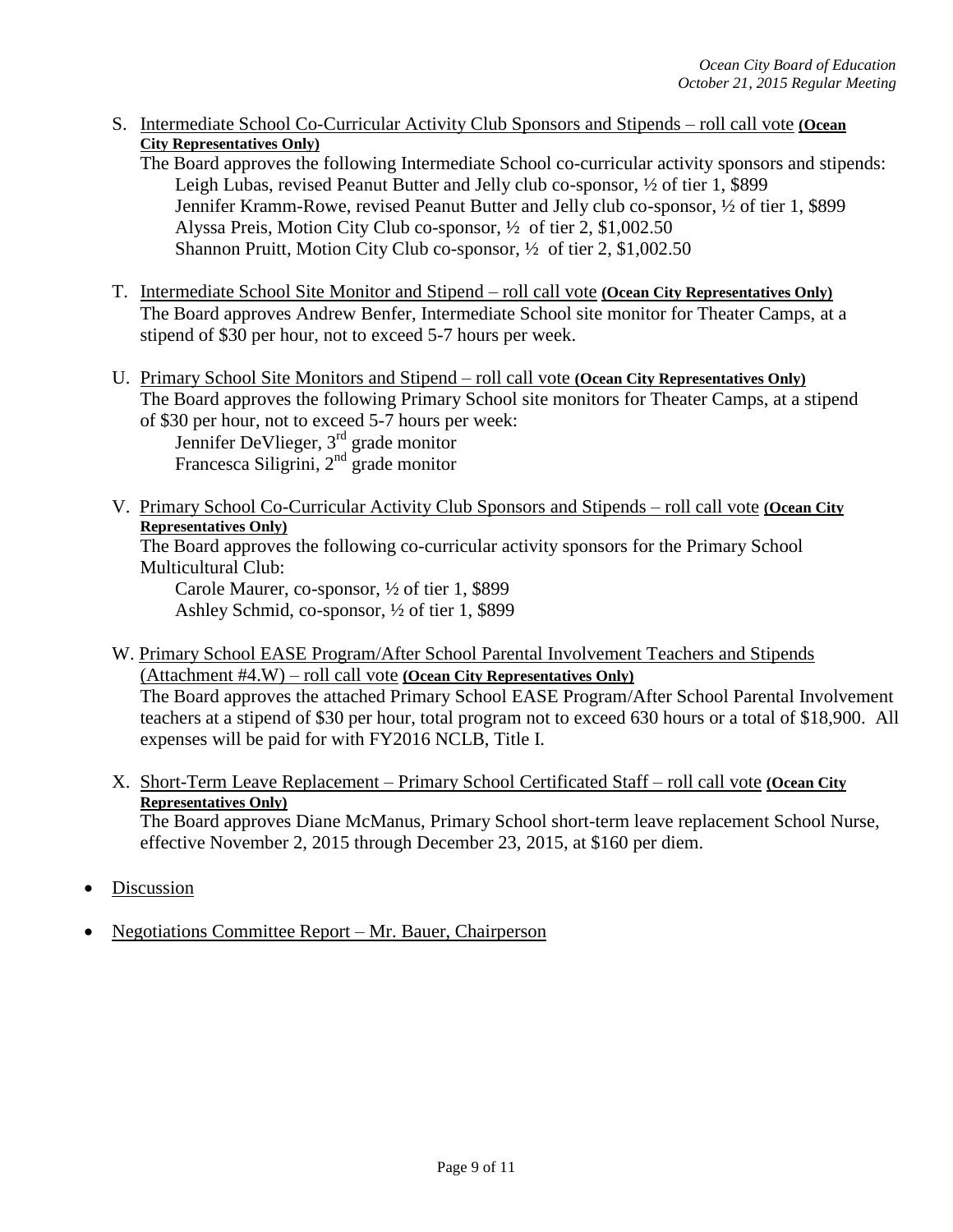S. Intermediate School Co-Curricular Activity Club Sponsors and Stipends – roll call vote **(Ocean City Representatives Only)**

The Board approves the following Intermediate School co-curricular activity sponsors and stipends:

- Leigh Lubas, revised Peanut Butter and Jelly club co-sponsor, ½ of tier 1, $899
- Jennifer Kramm-Rowe, revised Peanut Butter and Jelly club co-sponsor, ½ of tier 1, $899
- Alyssa Preis, Motion City Club co-sponsor, ½ of tier 2, $1,002.50
- Shannon Pruitt, Motion City Club co-sponsor, ½ of tier 2, $1,002.50

T. Intermediate School Site Monitor and Stipend – roll call vote **(Ocean City Representatives Only)**

The Board approves Andrew Benfer, Intermediate School site monitor for Theater Camps, at a stipend of $30 per hour, not to exceed 5-7 hours per week.

U. Primary School Site Monitors and Stipend – roll call vote **(Ocean City Representatives Only)**

The Board approves the following Primary School site monitors for Theater Camps, at a stipend of $30 per hour, not to exceed 5-7 hours per week:

- Jennifer DeVlieger, 3rd grade monitor
- Francesca Siligrini, 2nd grade monitor

V. Primary School Co-Curricular Activity Club Sponsors and Stipends – roll call vote **(Ocean City Representatives Only)**

The Board approves the following co-curricular activity sponsors for the Primary School Multicultural Club:

- Carole Maurer, co-sponsor, ½ of tier 1, $899
- Ashley Schmid, co-sponsor, ½ of tier 1, $899

W. Primary School EASE Program/After School Parental Involvement Teachers and Stipends (Attachment #4.W) – roll call vote **(Ocean City Representatives Only)**

The Board approves the attached Primary School EASE Program/After School Parental Involvement teachers at a stipend of $30 per hour, total program not to exceed 630 hours or a total of $18,900. All expenses will be paid for with FY2016 NCLB, Title I.

X. Short-Term Leave Replacement – Primary School Certificated Staff – roll call vote **(Ocean City Representatives Only)**

The Board approves Diane McManus, Primary School short-term leave replacement School Nurse, effective November 2, 2015 through December 23, 2015, at $160 per diem.

- Discussion

- Negotiations Committee Report – Mr. Bauer, Chairperson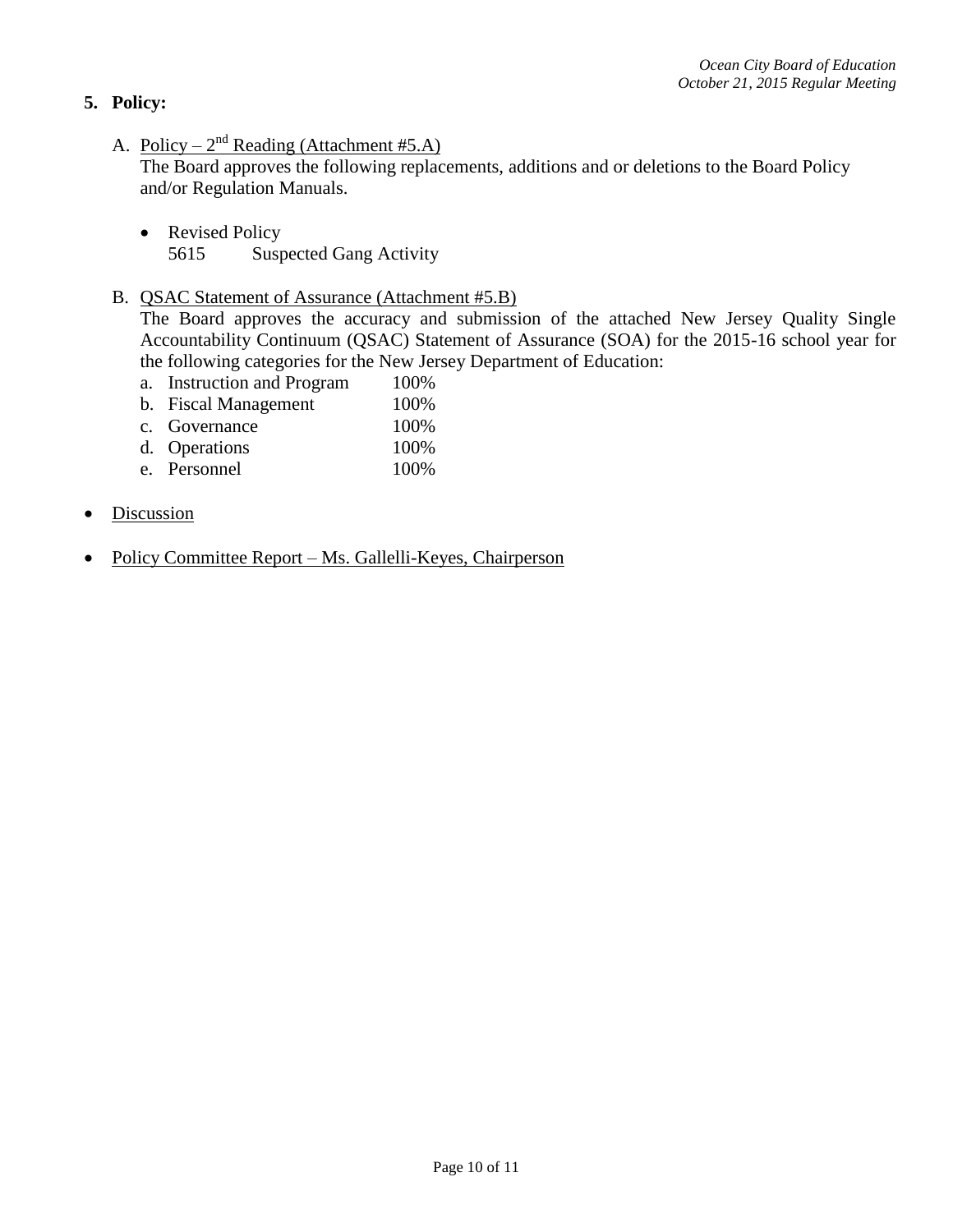## 5. Policy:

A. <u>Policy – $2^{nd}$ Reading (Attachment #5.A)</u>
The Board approves the following replacements, additions and or deletions to the Board Policy and/or Regulation Manuals.

- Revised Policy
  5615 Suspected Gang Activity

B. <u>QSAC Statement of Assurance (Attachment #5.B)</u>
The Board approves the accuracy and submission of the attached New Jersey Quality Single Accountability Continuum (QSAC) Statement of Assurance (SOA) for the 2015-16 school year for the following categories for the New Jersey Department of Education:

a. Instruction and Program 100%
b. Fiscal Management 100%
c. Governance 100%
d. Operations 100%
e. Personnel 100%

- <u>Discussion</u>

- <u>Policy Committee Report – Ms. Gallelli-Keyes, Chairperson</u>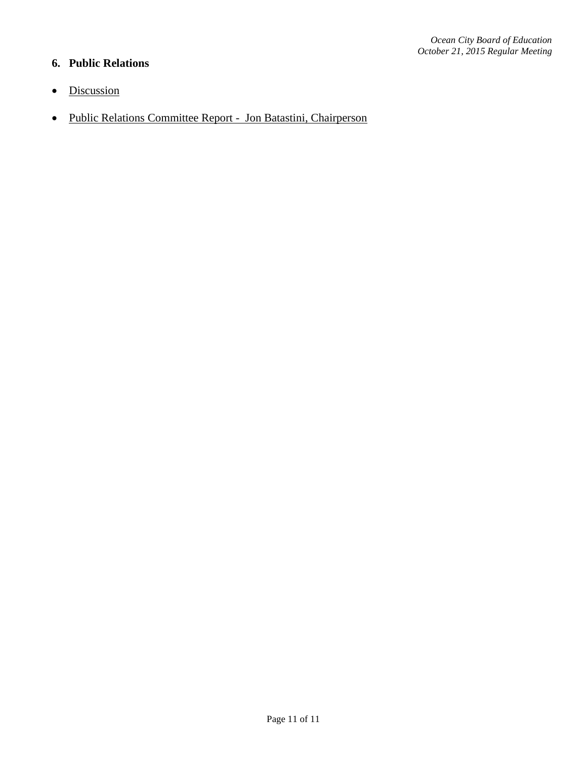6. **Public Relations**

- Discussion

- Public Relations Committee Report - Jon Batastini, Chairperson